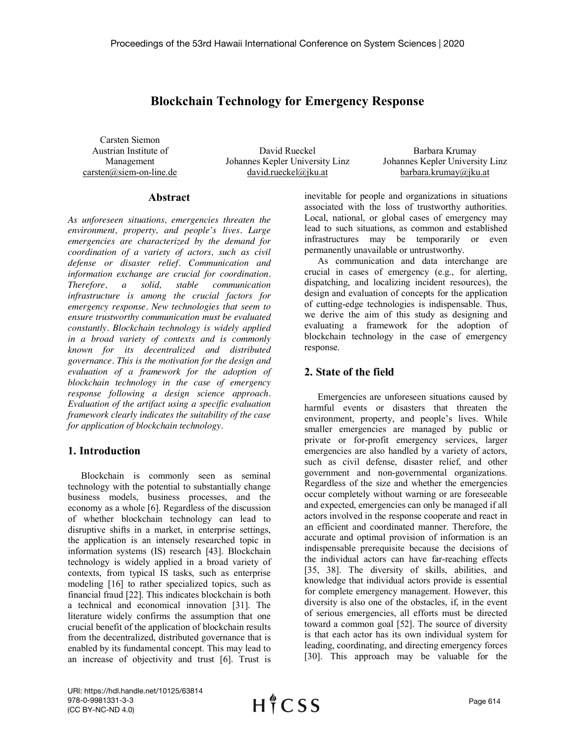# Blockchain Technology for Emergency Response

Carsten Siemon  
Austrian Institute of Management  
carsten@siem-on-line.de

David Rueckel  
Johannes Kepler University Linz  
david.rueckel@jku.at

Barbara Krumay  
Johannes Kepler University Linz  
barbara.krumay@jku.at

## Abstract

*As unforeseen situations, emergencies threaten the environment, property, and people's lives. Large emergencies are characterized by the demand for coordination of a variety of actors, such as civil defense or disaster relief. Communication and information exchange are crucial for coordination. Therefore, a solid, stable communication infrastructure is among the crucial factors for emergency response. New technologies that seem to ensure trustworthy communication must be evaluated constantly. Blockchain technology is widely applied in a broad variety of contexts and is commonly known for its decentralized and distributed governance. This is the motivation for the design and evaluation of a framework for the adoption of blockchain technology in the case of emergency response following a design science approach. Evaluation of the artifact using a specific evaluation framework clearly indicates the suitability of the case for application of blockchain technology.*

## 1. Introduction

Blockchain is commonly seen as seminal technology with the potential to substantially change business models, business processes, and the economy as a whole [6]. Regardless of the discussion of whether blockchain technology can lead to disruptive shifts in a market, in enterprise settings, the application is an intensely researched topic in information systems (IS) research [43]. Blockchain technology is widely applied in a broad variety of contexts, from typical IS tasks, such as enterprise modeling [16] to rather specialized topics, such as financial fraud [22]. This indicates blockchain is both a technical and economical innovation [31]. The literature widely confirms the assumption that one crucial benefit of the application of blockchain results from the decentralized, distributed governance that is enabled by its fundamental concept. This may lead to an increase of objectivity and trust [6]. Trust is inevitable for people and organizations in situations associated with the loss of trustworthy authorities. Local, national, or global cases of emergency may lead to such situations, as common and established infrastructures may be temporarily or even permanently unavailable or untrustworthy.

As communication and data interchange are crucial in cases of emergency (e.g., for alerting, dispatching, and localizing incident resources), the design and evaluation of concepts for the application of cutting-edge technologies is indispensable. Thus, we derive the aim of this study as designing and evaluating a framework for the adoption of blockchain technology in the case of emergency response.

## 2. State of the field

Emergencies are unforeseen situations caused by harmful events or disasters that threaten the environment, property, and people's lives. While smaller emergencies are managed by public or private or for-profit emergency services, larger emergencies are also handled by a variety of actors, such as civil defense, disaster relief, and other government and non-governmental organizations. Regardless of the size and whether the emergencies occur completely without warning or are foreseeable and expected, emergencies can only be managed if all actors involved in the response cooperate and react in an efficient and coordinated manner. Therefore, the accurate and optimal provision of information is an indispensable prerequisite because the decisions of the individual actors can have far-reaching effects [35, 38]. The diversity of skills, abilities, and knowledge that individual actors provide is essential for complete emergency management. However, this diversity is also one of the obstacles, if, in the event of serious emergencies, all efforts must be directed toward a common goal [52]. The source of diversity is that each actor has its own individual system for leading, coordinating, and directing emergency forces [30]. This approach may be valuable for the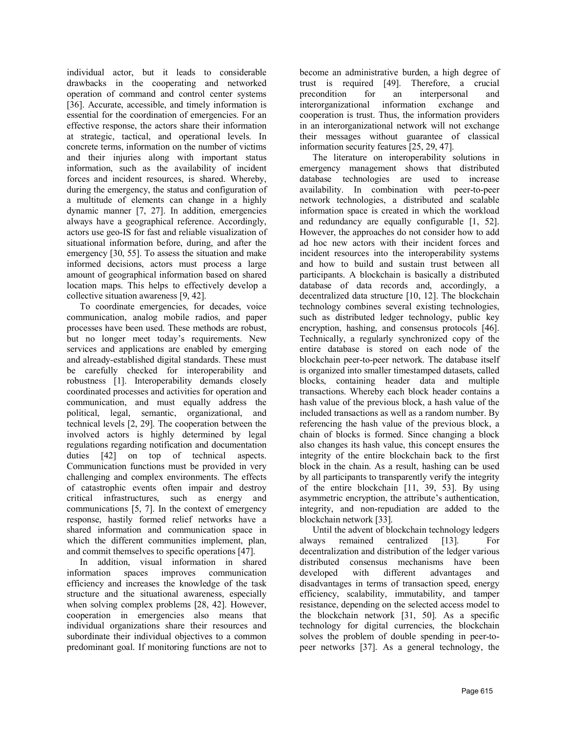individual actor, but it leads to considerable drawbacks in the cooperating and networked operation of command and control center systems [36]. Accurate, accessible, and timely information is essential for the coordination of emergencies. For an effective response, the actors share their information at strategic, tactical, and operational levels. In concrete terms, information on the number of victims and their injuries along with important status information, such as the availability of incident forces and incident resources, is shared. Whereby, during the emergency, the status and configuration of a multitude of elements can change in a highly dynamic manner [7, 27]. In addition, emergencies always have a geographical reference. Accordingly, actors use geo-IS for fast and reliable visualization of situational information before, during, and after the emergency [30, 55]. To assess the situation and make informed decisions, actors must process a large amount of geographical information based on shared location maps. This helps to effectively develop a collective situation awareness [9, 42].

To coordinate emergencies, for decades, voice communication, analog mobile radios, and paper processes have been used. These methods are robust, but no longer meet today's requirements. New services and applications are enabled by emerging and already-established digital standards. These must be carefully checked for interoperability and robustness [1]. Interoperability demands closely coordinated processes and activities for operation and communication, and must equally address the political, legal, semantic, organizational, and technical levels [2, 29]. The cooperation between the involved actors is highly determined by legal regulations regarding notification and documentation duties [42] on top of technical aspects. Communication functions must be provided in very challenging and complex environments. The effects of catastrophic events often impair and destroy critical infrastructures, such as energy and communications [5, 7]. In the context of emergency response, hastily formed relief networks have a shared information and communication space in which the different communities implement, plan, and commit themselves to specific operations [47].

In addition, visual information in shared information spaces improves communication efficiency and increases the knowledge of the task structure and the situational awareness, especially when solving complex problems [28, 42]. However, cooperation in emergencies also means that individual organizations share their resources and subordinate their individual objectives to a common predominant goal. If monitoring functions are not to become an administrative burden, a high degree of trust is required [49]. Therefore, a crucial precondition for an interpersonal and interorganizational information exchange and cooperation is trust. Thus, the information providers in an interorganizational network will not exchange their messages without guarantee of classical information security features [25, 29, 47].

The literature on interoperability solutions in emergency management shows that distributed database technologies are used to increase availability. In combination with peer-to-peer network technologies, a distributed and scalable information space is created in which the workload and redundancy are equally configurable [1, 52]. However, the approaches do not consider how to add ad hoc new actors with their incident forces and incident resources into the interoperability systems and how to build and sustain trust between all participants. A blockchain is basically a distributed database of data records and, accordingly, a decentralized data structure [10, 12]. The blockchain technology combines several existing technologies, such as distributed ledger technology, public key encryption, hashing, and consensus protocols [46]. Technically, a regularly synchronized copy of the entire database is stored on each node of the blockchain peer-to-peer network. The database itself is organized into smaller timestamped datasets, called blocks, containing header data and multiple transactions. Whereby each block header contains a hash value of the previous block, a hash value of the included transactions as well as a random number. By referencing the hash value of the previous block, a chain of blocks is formed. Since changing a block also changes its hash value, this concept ensures the integrity of the entire blockchain back to the first block in the chain. As a result, hashing can be used by all participants to transparently verify the integrity of the entire blockchain [11, 39, 53]. By using asymmetric encryption, the attribute's authentication, integrity, and non-repudiation are added to the blockchain network [33].

Until the advent of blockchain technology ledgers always remained centralized [13]. For decentralization and distribution of the ledger various distributed consensus mechanisms have been developed with different advantages and disadvantages in terms of transaction speed, energy efficiency, scalability, immutability, and tamper resistance, depending on the selected access model to the blockchain network [31, 50]. As a specific technology for digital currencies, the blockchain solves the problem of double spending in peer-to-peer networks [37]. As a general technology, the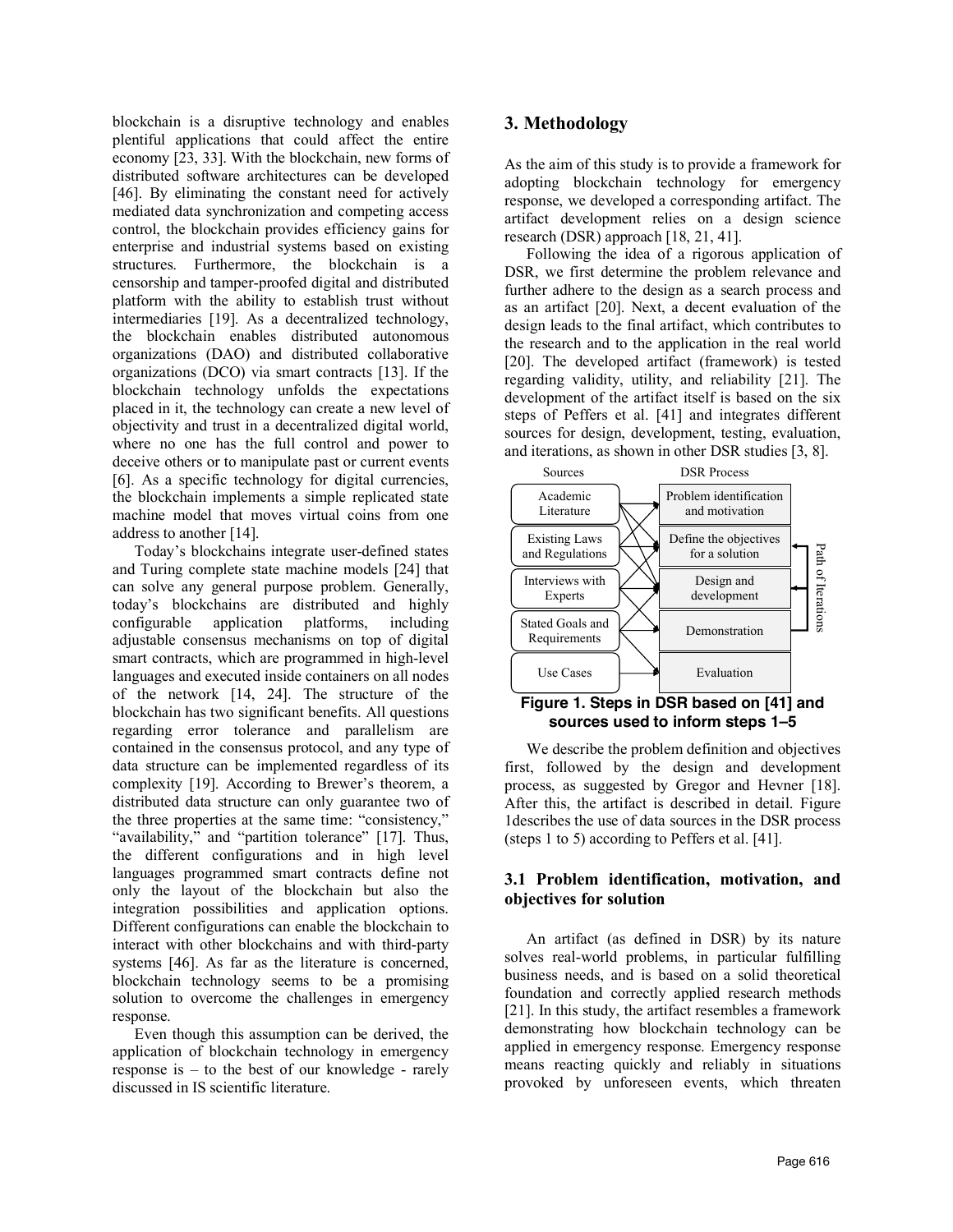blockchain is a disruptive technology and enables plentiful applications that could affect the entire economy [23, 33]. With the blockchain, new forms of distributed software architectures can be developed [46]. By eliminating the constant need for actively mediated data synchronization and competing access control, the blockchain provides efficiency gains for enterprise and industrial systems based on existing structures. Furthermore, the blockchain is a censorship and tamper-proofed digital and distributed platform with the ability to establish trust without intermediaries [19]. As a decentralized technology, the blockchain enables distributed autonomous organizations (DAO) and distributed collaborative organizations (DCO) via smart contracts [13]. If the blockchain technology unfolds the expectations placed in it, the technology can create a new level of objectivity and trust in a decentralized digital world, where no one has the full control and power to deceive others or to manipulate past or current events [6]. As a specific technology for digital currencies, the blockchain implements a simple replicated state machine model that moves virtual coins from one address to another [14].

Today's blockchains integrate user-defined states and Turing complete state machine models [24] that can solve any general purpose problem. Generally, today's blockchains are distributed and highly configurable application platforms, including adjustable consensus mechanisms on top of digital smart contracts, which are programmed in high-level languages and executed inside containers on all nodes of the network [14, 24]. The structure of the blockchain has two significant benefits. All questions regarding error tolerance and parallelism are contained in the consensus protocol, and any type of data structure can be implemented regardless of its complexity [19]. According to Brewer's theorem, a distributed data structure can only guarantee two of the three properties at the same time: "consistency," "availability," and "partition tolerance" [17]. Thus, the different configurations and in high level languages programmed smart contracts define not only the layout of the blockchain but also the integration possibilities and application options. Different configurations can enable the blockchain to interact with other blockchains and with third-party systems [46]. As far as the literature is concerned, blockchain technology seems to be a promising solution to overcome the challenges in emergency response.

Even though this assumption can be derived, the application of blockchain technology in emergency response is – to the best of our knowledge - rarely discussed in IS scientific literature.

## 3. Methodology

As the aim of this study is to provide a framework for adopting blockchain technology for emergency response, we developed a corresponding artifact. The artifact development relies on a design science research (DSR) approach [18, 21, 41].

Following the idea of a rigorous application of DSR, we first determine the problem relevance and further adhere to the design as a search process and as an artifact [20]. Next, a decent evaluation of the design leads to the final artifact, which contributes to the research and to the application in the real world [20]. The developed artifact (framework) is tested regarding validity, utility, and reliability [21]. The development of the artifact itself is based on the six steps of Peffers et al. [41] and integrates different sources for design, development, testing, evaluation, and iterations, as shown in other DSR studies [3, 8].

| Sources | DSR Process |
|---|---|
| Academic Literature | Problem identification and motivation |
| Existing Laws and Regulations | Define the objectives for a solution |
| Interviews with Experts | Design and development |
| Stated Goals and Requirements | Demonstration |
| Use Cases | Evaluation |

Path of Iterations

**Figure 1. Steps in DSR based on [41] and sources used to inform steps 1–5**

We describe the problem definition and objectives first, followed by the design and development process, as suggested by Gregor and Hevner [18]. After this, the artifact is described in detail. Figure 1describes the use of data sources in the DSR process (steps 1 to 5) according to Peffers et al. [41].

### 3.1 Problem identification, motivation, and objectives for solution

An artifact (as defined in DSR) by its nature solves real-world problems, in particular fulfilling business needs, and is based on a solid theoretical foundation and correctly applied research methods [21]. In this study, the artifact resembles a framework demonstrating how blockchain technology can be applied in emergency response. Emergency response means reacting quickly and reliably in situations provoked by unforeseen events, which threaten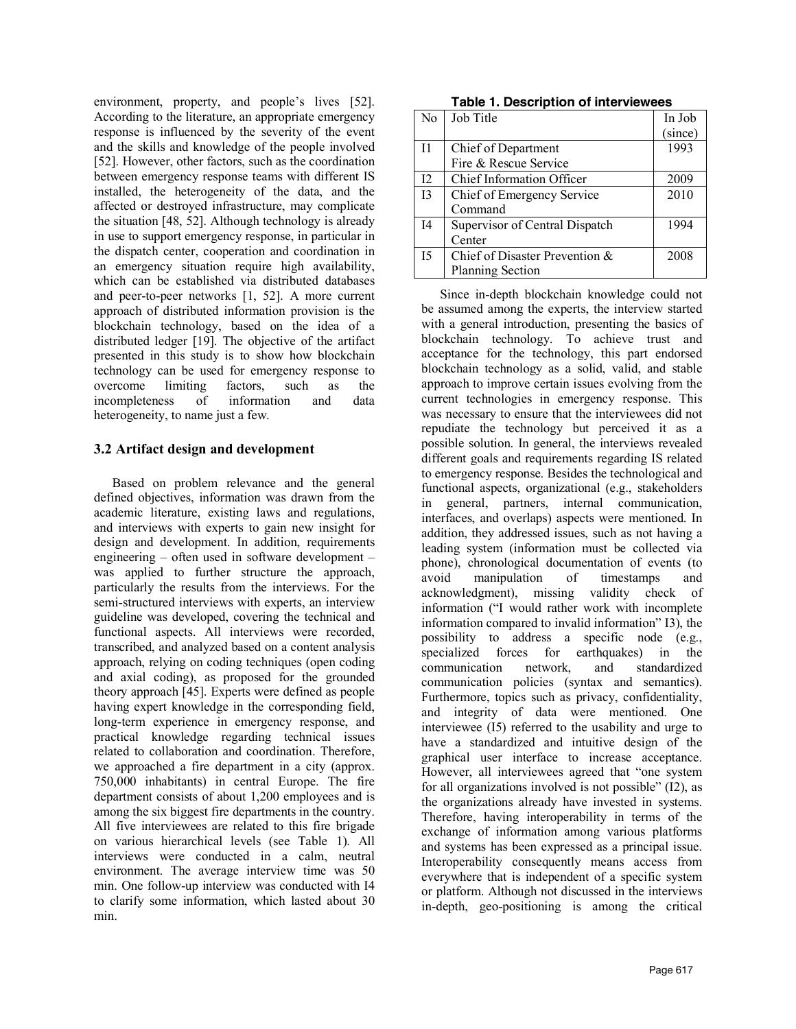environment, property, and people's lives [52]. According to the literature, an appropriate emergency response is influenced by the severity of the event and the skills and knowledge of the people involved [52]. However, other factors, such as the coordination between emergency response teams with different IS installed, the heterogeneity of the data, and the affected or destroyed infrastructure, may complicate the situation [48, 52]. Although technology is already in use to support emergency response, in particular in the dispatch center, cooperation and coordination in an emergency situation require high availability, which can be established via distributed databases and peer-to-peer networks [1, 52]. A more current approach of distributed information provision is the blockchain technology, based on the idea of a distributed ledger [19]. The objective of the artifact presented in this study is to show how blockchain technology can be used for emergency response to overcome limiting factors, such as the incompleteness of information and data heterogeneity, to name just a few.

### 3.2 Artifact design and development

Based on problem relevance and the general defined objectives, information was drawn from the academic literature, existing laws and regulations, and interviews with experts to gain new insight for design and development. In addition, requirements engineering – often used in software development – was applied to further structure the approach, particularly the results from the interviews. For the semi-structured interviews with experts, an interview guideline was developed, covering the technical and functional aspects. All interviews were recorded, transcribed, and analyzed based on a content analysis approach, relying on coding techniques (open coding and axial coding), as proposed for the grounded theory approach [45]. Experts were defined as people having expert knowledge in the corresponding field, long-term experience in emergency response, and practical knowledge regarding technical issues related to collaboration and coordination. Therefore, we approached a fire department in a city (approx. 750,000 inhabitants) in central Europe. The fire department consists of about 1,200 employees and is among the six biggest fire departments in the country. All five interviewees are related to this fire brigade on various hierarchical levels (see Table 1). All interviews were conducted in a calm, neutral environment. The average interview time was 50 min. One follow-up interview was conducted with I4 to clarify some information, which lasted about 30 min.

**Table 1. Description of interviewees**

| No | Job Title | In Job (since) |
|---|---|---|
| I1 | Chief of Department Fire & Rescue Service | 1993 |
| I2 | Chief Information Officer | 2009 |
| I3 | Chief of Emergency Service Command | 2010 |
| I4 | Supervisor of Central Dispatch Center | 1994 |
| I5 | Chief of Disaster Prevention & Planning Section | 2008 |

Since in-depth blockchain knowledge could not be assumed among the experts, the interview started with a general introduction, presenting the basics of blockchain technology. To achieve trust and acceptance for the technology, this part endorsed blockchain technology as a solid, valid, and stable approach to improve certain issues evolving from the current technologies in emergency response. This was necessary to ensure that the interviewees did not repudiate the technology but perceived it as a possible solution. In general, the interviews revealed different goals and requirements regarding IS related to emergency response. Besides the technological and functional aspects, organizational (e.g., stakeholders in general, partners, internal communication, interfaces, and overlaps) aspects were mentioned. In addition, they addressed issues, such as not having a leading system (information must be collected via phone), chronological documentation of events (to avoid manipulation of timestamps and acknowledgment), missing validity check of information ("I would rather work with incomplete information compared to invalid information" I3), the possibility to address a specific node (e.g., specialized forces for earthquakes) in the communication network, and standardized communication policies (syntax and semantics). Furthermore, topics such as privacy, confidentiality, and integrity of data were mentioned. One interviewee (I5) referred to the usability and urge to have a standardized and intuitive design of the graphical user interface to increase acceptance. However, all interviewees agreed that "one system for all organizations involved is not possible" (I2), as the organizations already have invested in systems. Therefore, having interoperability in terms of the exchange of information among various platforms and systems has been expressed as a principal issue. Interoperability consequently means access from everywhere that is independent of a specific system or platform. Although not discussed in the interviews in-depth, geo-positioning is among the critical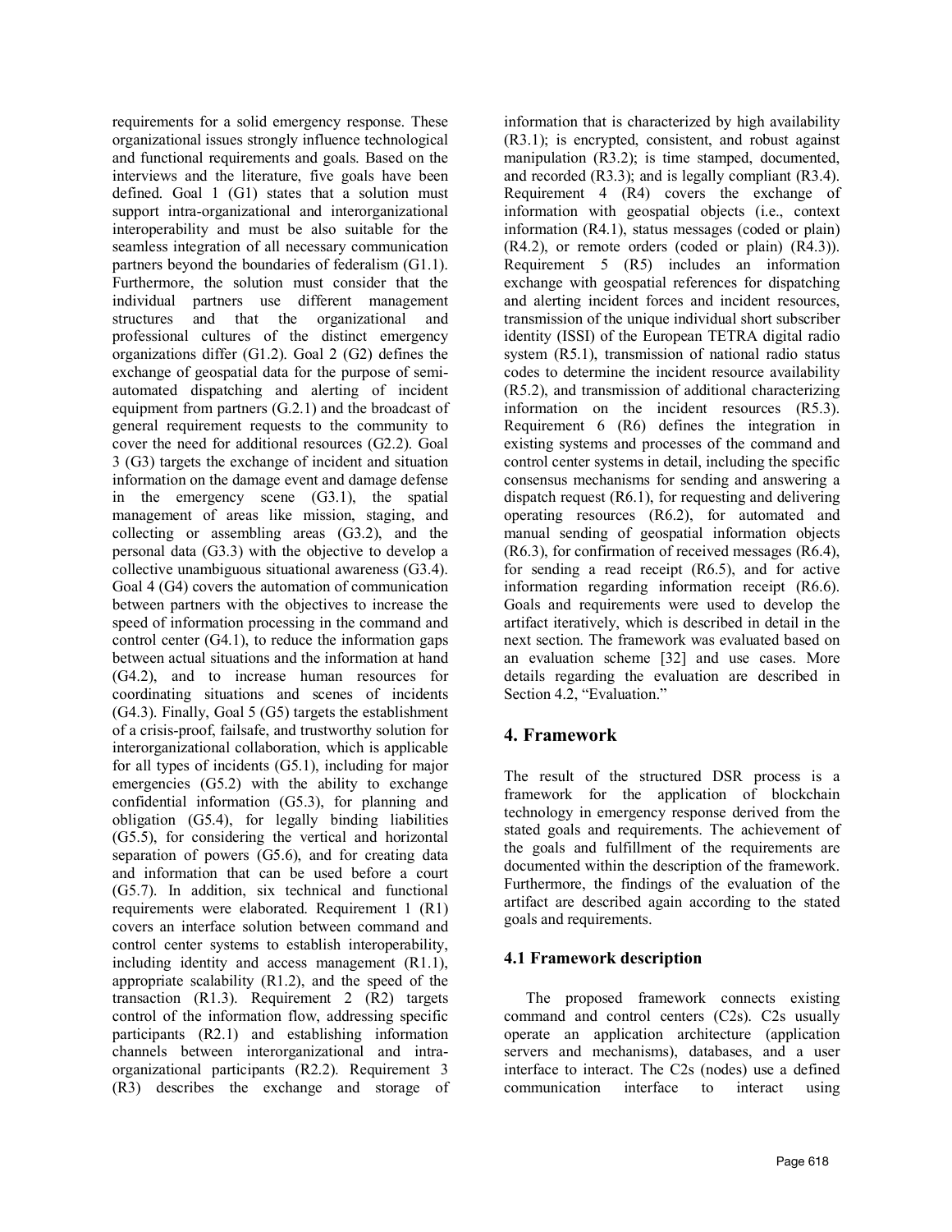requirements for a solid emergency response. These organizational issues strongly influence technological and functional requirements and goals. Based on the interviews and the literature, five goals have been defined. Goal 1 (G1) states that a solution must support intra-organizational and interorganizational interoperability and must be also suitable for the seamless integration of all necessary communication partners beyond the boundaries of federalism (G1.1). Furthermore, the solution must consider that the individual partners use different management structures and that the organizational and professional cultures of the distinct emergency organizations differ (G1.2). Goal 2 (G2) defines the exchange of geospatial data for the purpose of semi-automated dispatching and alerting of incident equipment from partners (G.2.1) and the broadcast of general requirement requests to the community to cover the need for additional resources (G2.2). Goal 3 (G3) targets the exchange of incident and situation information on the damage event and damage defense in the emergency scene (G3.1), the spatial management of areas like mission, staging, and collecting or assembling areas (G3.2), and the personal data (G3.3) with the objective to develop a collective unambiguous situational awareness (G3.4). Goal 4 (G4) covers the automation of communication between partners with the objectives to increase the speed of information processing in the command and control center (G4.1), to reduce the information gaps between actual situations and the information at hand (G4.2), and to increase human resources for coordinating situations and scenes of incidents (G4.3). Finally, Goal 5 (G5) targets the establishment of a crisis-proof, failsafe, and trustworthy solution for interorganizational collaboration, which is applicable for all types of incidents (G5.1), including for major emergencies (G5.2) with the ability to exchange confidential information (G5.3), for planning and obligation (G5.4), for legally binding liabilities (G5.5), for considering the vertical and horizontal separation of powers (G5.6), and for creating data and information that can be used before a court (G5.7). In addition, six technical and functional requirements were elaborated. Requirement 1 (R1) covers an interface solution between command and control center systems to establish interoperability, including identity and access management (R1.1), appropriate scalability (R1.2), and the speed of the transaction (R1.3). Requirement 2 (R2) targets control of the information flow, addressing specific participants (R2.1) and establishing information channels between interorganizational and intra-organizational participants (R2.2). Requirement 3 (R3) describes the exchange and storage of information that is characterized by high availability (R3.1); is encrypted, consistent, and robust against manipulation (R3.2); is time stamped, documented, and recorded (R3.3); and is legally compliant (R3.4). Requirement 4 (R4) covers the exchange of information with geospatial objects (i.e., context information (R4.1), status messages (coded or plain) (R4.2), or remote orders (coded or plain) (R4.3)). Requirement 5 (R5) includes an information exchange with geospatial references for dispatching and alerting incident forces and incident resources, transmission of the unique individual short subscriber identity (ISSI) of the European TETRA digital radio system (R5.1), transmission of national radio status codes to determine the incident resource availability (R5.2), and transmission of additional characterizing information on the incident resources (R5.3). Requirement 6 (R6) defines the integration in existing systems and processes of the command and control center systems in detail, including the specific consensus mechanisms for sending and answering a dispatch request (R6.1), for requesting and delivering operating resources (R6.2), for automated and manual sending of geospatial information objects (R6.3), for confirmation of received messages (R6.4), for sending a read receipt (R6.5), and for active information regarding information receipt (R6.6). Goals and requirements were used to develop the artifact iteratively, which is described in detail in the next section. The framework was evaluated based on an evaluation scheme [32] and use cases. More details regarding the evaluation are described in Section 4.2, "Evaluation."

## 4. Framework

The result of the structured DSR process is a framework for the application of blockchain technology in emergency response derived from the stated goals and requirements. The achievement of the goals and fulfillment of the requirements are documented within the description of the framework. Furthermore, the findings of the evaluation of the artifact are described again according to the stated goals and requirements.

### 4.1 Framework description

The proposed framework connects existing command and control centers (C2s). C2s usually operate an application architecture (application servers and mechanisms), databases, and a user interface to interact. The C2s (nodes) use a defined communication interface to interact using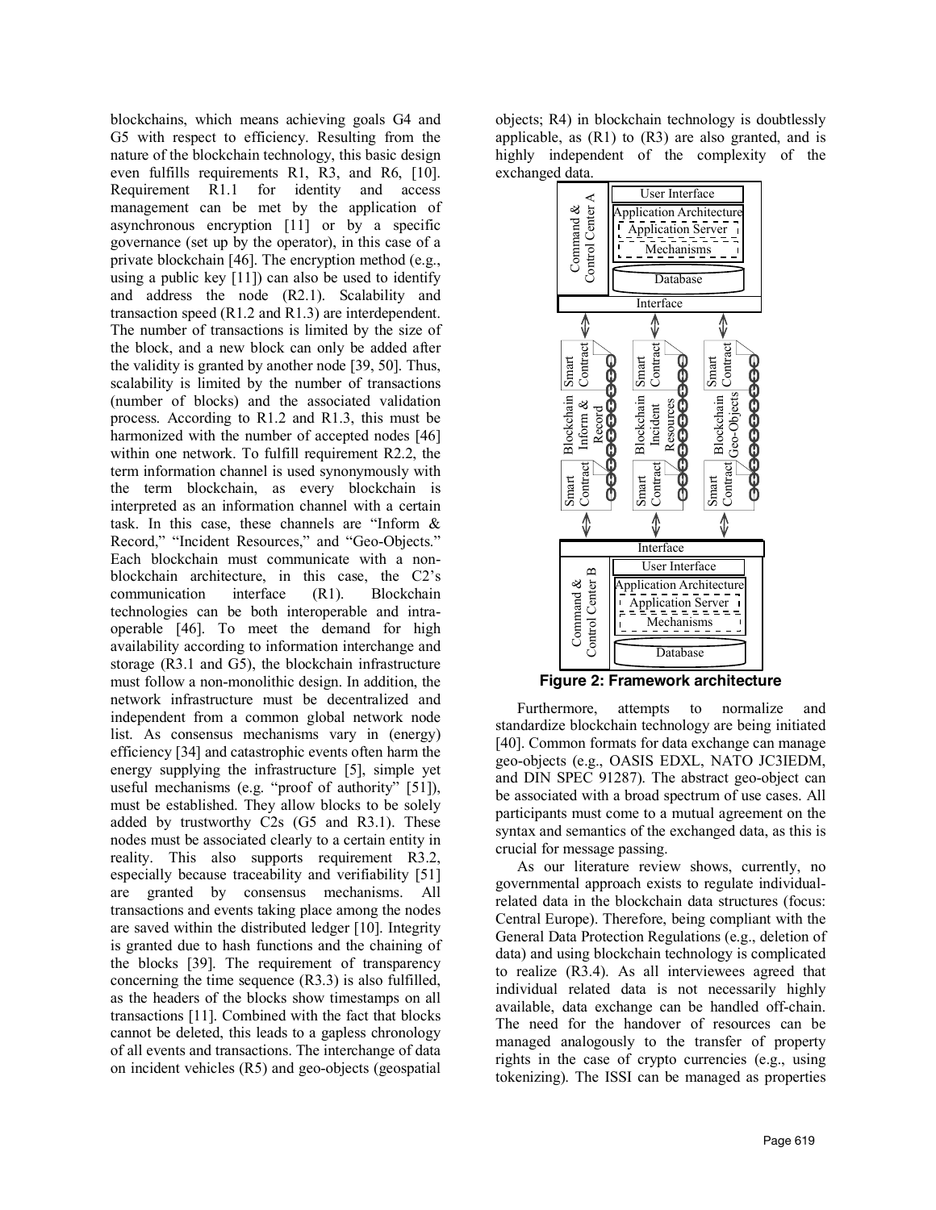blockchains, which means achieving goals G4 and G5 with respect to efficiency. Resulting from the nature of the blockchain technology, this basic design even fulfills requirements R1, R3, and R6, [10]. Requirement R1.1 for identity and access management can be met by the application of asynchronous encryption [11] or by a specific governance (set up by the operator), in this case of a private blockchain [46]. The encryption method (e.g., using a public key [11]) can also be used to identify and address the node (R2.1). Scalability and transaction speed (R1.2 and R1.3) are interdependent. The number of transactions is limited by the size of the block, and a new block can only be added after the validity is granted by another node [39, 50]. Thus, scalability is limited by the number of transactions (number of blocks) and the associated validation process. According to R1.2 and R1.3, this must be harmonized with the number of accepted nodes [46] within one network. To fulfill requirement R2.2, the term information channel is used synonymously with the term blockchain, as every blockchain is interpreted as an information channel with a certain task. In this case, these channels are "Inform & Record," "Incident Resources," and "Geo-Objects." Each blockchain must communicate with a non-blockchain architecture, in this case, the C2's communication interface (R1). Blockchain technologies can be both interoperable and intra-operable [46]. To meet the demand for high availability according to information interchange and storage (R3.1 and G5), the blockchain infrastructure must follow a non-monolithic design. In addition, the network infrastructure must be decentralized and independent from a common global network node list. As consensus mechanisms vary in (energy) efficiency [34] and catastrophic events often harm the energy supplying the infrastructure [5], simple yet useful mechanisms (e.g. "proof of authority" [51]), must be established. They allow blocks to be solely added by trustworthy C2s (G5 and R3.1). These nodes must be associated clearly to a certain entity in reality. This also supports requirement R3.2, especially because traceability and verifiability [51] are granted by consensus mechanisms. All transactions and events taking place among the nodes are saved within the distributed ledger [10]. Integrity is granted due to hash functions and the chaining of the blocks [39]. The requirement of transparency concerning the time sequence (R3.3) is also fulfilled, as the headers of the blocks show timestamps on all transactions [11]. Combined with the fact that blocks cannot be deleted, this leads to a gapless chronology of all events and transactions. The interchange of data on incident vehicles (R5) and geo-objects (geospatial objects; R4) in blockchain technology is doubtlessly applicable, as (R1) to (R3) are also granted, and is highly independent of the complexity of the exchanged data.

**Figure 2: Framework architecture**

Furthermore, attempts to normalize and standardize blockchain technology are being initiated [40]. Common formats for data exchange can manage geo-objects (e.g., OASIS EDXL, NATO JC3IEDM, and DIN SPEC 91287). The abstract geo-object can be associated with a broad spectrum of use cases. All participants must come to a mutual agreement on the syntax and semantics of the exchanged data, as this is crucial for message passing.

As our literature review shows, currently, no governmental approach exists to regulate individual-related data in the blockchain data structures (focus: Central Europe). Therefore, being compliant with the General Data Protection Regulations (e.g., deletion of data) and using blockchain technology is complicated to realize (R3.4). As all interviewees agreed that individual related data is not necessarily highly available, data exchange can be handled off-chain. The need for the handover of resources can be managed analogously to the transfer of property rights in the case of crypto currencies (e.g., using tokenizing). The ISSI can be managed as properties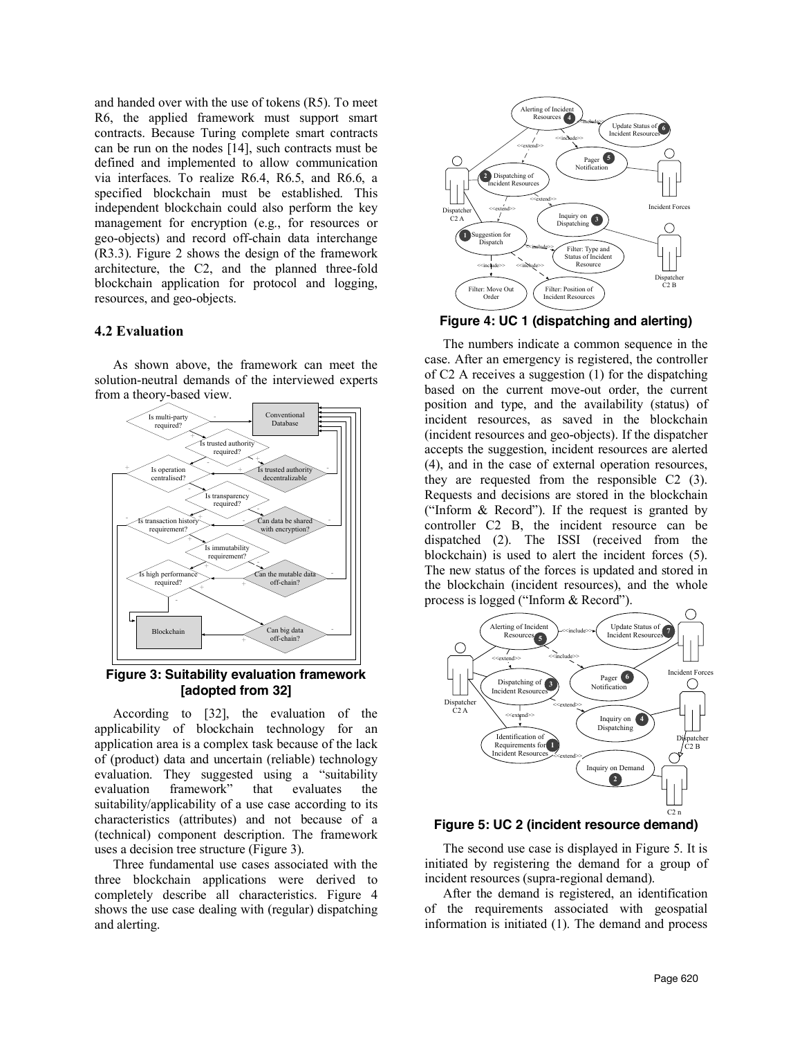and handed over with the use of tokens (R5). To meet R6, the applied framework must support smart contracts. Because Turing complete smart contracts can be run on the nodes [14], such contracts must be defined and implemented to allow communication via interfaces. To realize R6.4, R6.5, and R6.6, a specified blockchain must be established. This independent blockchain could also perform the key management for encryption (e.g., for resources or geo-objects) and record off-chain data interchange (R3.3). Figure 2 shows the design of the framework architecture, the C2, and the planned three-fold blockchain application for protocol and logging, resources, and geo-objects.

### 4.2 Evaluation

As shown above, the framework can meet the solution-neutral demands of the interviewed experts from a theory-based view.

**Figure 3: Suitability evaluation framework [adopted from 32]**

According to [32], the evaluation of the applicability of blockchain technology for an application area is a complex task because of the lack of (product) data and uncertain (reliable) technology evaluation. They suggested using a "suitability evaluation framework" that evaluates the suitability/applicability of a use case according to its characteristics (attributes) and not because of a (technical) component description. The framework uses a decision tree structure (Figure 3).

Three fundamental use cases associated with the three blockchain applications were derived to completely describe all characteristics. Figure 4 shows the use case dealing with (regular) dispatching and alerting.

**Figure 4: UC 1 (dispatching and alerting)**

The numbers indicate a common sequence in the case. After an emergency is registered, the controller of C2 A receives a suggestion (1) for the dispatching based on the current move-out order, the current position and type, and the availability (status) of incident resources, as saved in the blockchain (incident resources and geo-objects). If the dispatcher accepts the suggestion, incident resources are alerted (4), and in the case of external operation resources, they are requested from the responsible C2 (3). Requests and decisions are stored in the blockchain ("Inform & Record"). If the request is granted by controller C2 B, the incident resource can be dispatched (2). The ISSI (received from the blockchain) is used to alert the incident forces (5). The new status of the forces is updated and stored in the blockchain (incident resources), and the whole process is logged ("Inform & Record").

**Figure 5: UC 2 (incident resource demand)**

The second use case is displayed in Figure 5. It is initiated by registering the demand for a group of incident resources (supra-regional demand).

After the demand is registered, an identification of the requirements associated with geospatial information is initiated (1). The demand and process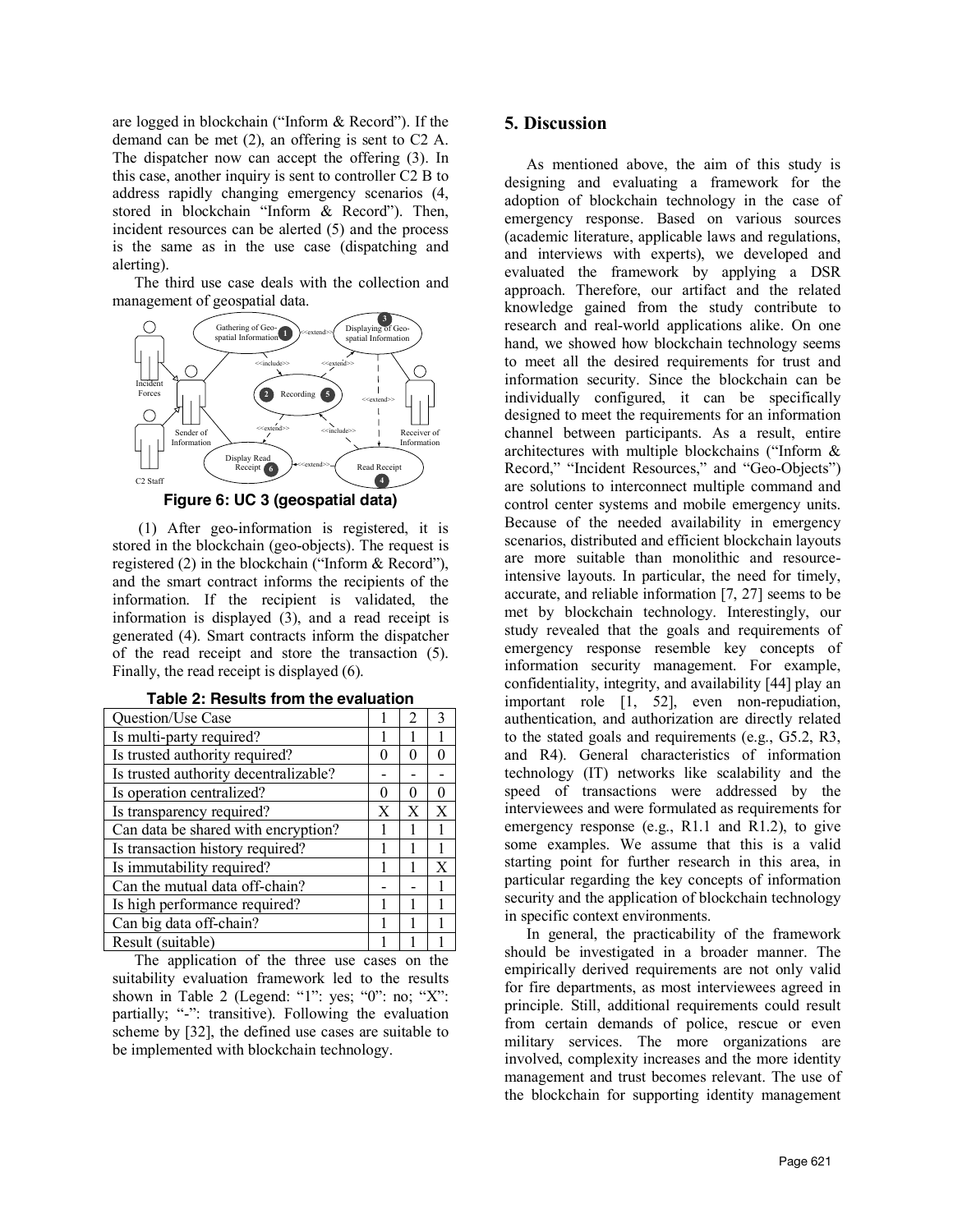are logged in blockchain ("Inform & Record"). If the demand can be met (2), an offering is sent to C2 A. The dispatcher now can accept the offering (3). In this case, another inquiry is sent to controller C2 B to address rapidly changing emergency scenarios (4, stored in blockchain "Inform & Record"). Then, incident resources can be alerted (5) and the process is the same as in the use case (dispatching and alerting).

The third use case deals with the collection and management of geospatial data.

**Figure 6: UC 3 (geospatial data)**

(1) After geo-information is registered, it is stored in the blockchain (geo-objects). The request is registered (2) in the blockchain ("Inform & Record"), and the smart contract informs the recipients of the information. If the recipient is validated, the information is displayed (3), and a read receipt is generated (4). Smart contracts inform the dispatcher of the read receipt and store the transaction (5). Finally, the read receipt is displayed (6).

**Table 2: Results from the evaluation**

| Question/Use Case | 1 | 2 | 3 |
|---|---|---|---|
| Is multi-party required? | 1 | 1 | 1 |
| Is trusted authority required? | 0 | 0 | 0 |
| Is trusted authority decentralizable? | - | - | - |
| Is operation centralized? | 0 | 0 | 0 |
| Is transparency required? | X | X | X |
| Can data be shared with encryption? | 1 | 1 | 1 |
| Is transaction history required? | 1 | 1 | 1 |
| Is immutability required? | 1 | 1 | X |
| Can the mutual data off-chain? | - | - | 1 |
| Is high performance required? | 1 | 1 | 1 |
| Can big data off-chain? | 1 | 1 | 1 |
| Result (suitable) | 1 | 1 | 1 |

The application of the three use cases on the suitability evaluation framework led to the results shown in Table 2 (Legend: "1": yes; "0": no; "X": partially; "-": transitive). Following the evaluation scheme by [32], the defined use cases are suitable to be implemented with blockchain technology.

## 5. Discussion

As mentioned above, the aim of this study is designing and evaluating a framework for the adoption of blockchain technology in the case of emergency response. Based on various sources (academic literature, applicable laws and regulations, and interviews with experts), we developed and evaluated the framework by applying a DSR approach. Therefore, our artifact and the related knowledge gained from the study contribute to research and real-world applications alike. On one hand, we showed how blockchain technology seems to meet all the desired requirements for trust and information security. Since the blockchain can be individually configured, it can be specifically designed to meet the requirements for an information channel between participants. As a result, entire architectures with multiple blockchains ("Inform & Record," "Incident Resources," and "Geo-Objects") are solutions to interconnect multiple command and control center systems and mobile emergency units. Because of the needed availability in emergency scenarios, distributed and efficient blockchain layouts are more suitable than monolithic and resource-intensive layouts. In particular, the need for timely, accurate, and reliable information [7, 27] seems to be met by blockchain technology. Interestingly, our study revealed that the goals and requirements of emergency response resemble key concepts of information security management. For example, confidentiality, integrity, and availability [44] play an important role [1, 52], even non-repudiation, authentication, and authorization are directly related to the stated goals and requirements (e.g., G5.2, R3, and R4). General characteristics of information technology (IT) networks like scalability and the speed of transactions were addressed by the interviewees and were formulated as requirements for emergency response (e.g., R1.1 and R1.2), to give some examples. We assume that this is a valid starting point for further research in this area, in particular regarding the key concepts of information security and the application of blockchain technology in specific context environments.

In general, the practicability of the framework should be investigated in a broader manner. The empirically derived requirements are not only valid for fire departments, as most interviewees agreed in principle. Still, additional requirements could result from certain demands of police, rescue or even military services. The more organizations are involved, complexity increases and the more identity management and trust becomes relevant. The use of the blockchain for supporting identity management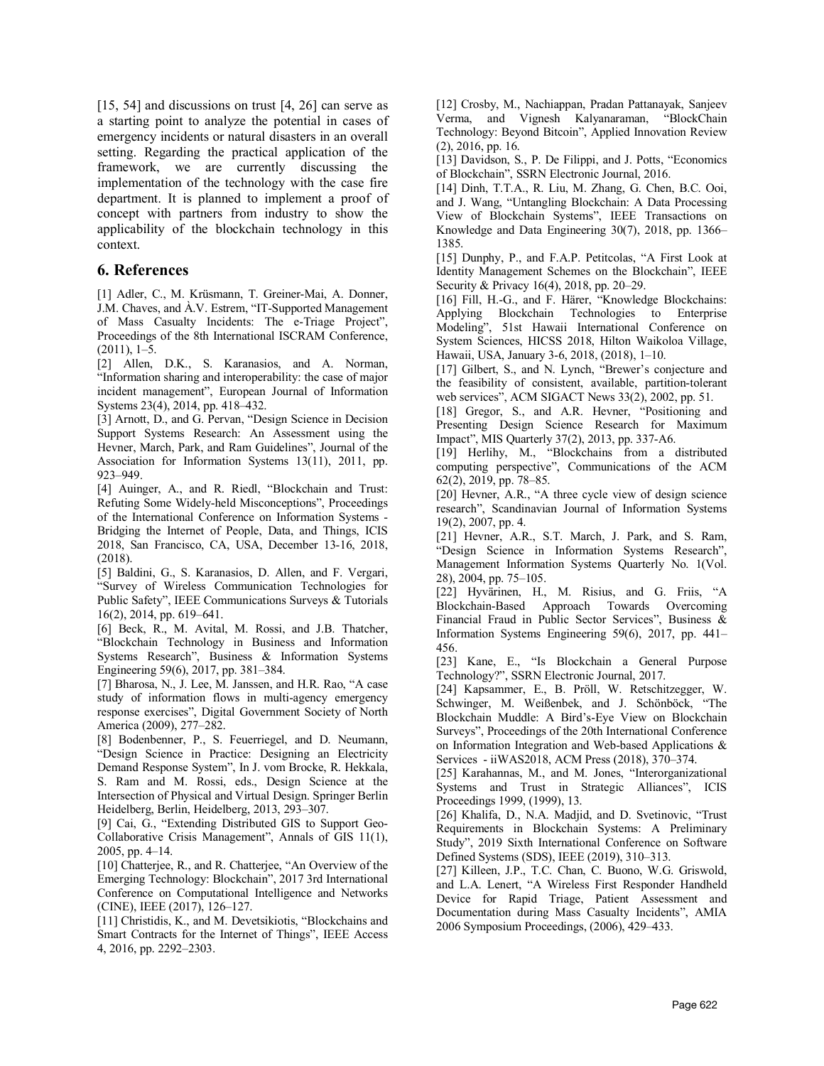[15, 54] and discussions on trust [4, 26] can serve as a starting point to analyze the potential in cases of emergency incidents or natural disasters in an overall setting. Regarding the practical application of the framework, we are currently discussing the implementation of the technology with the case fire department. It is planned to implement a proof of concept with partners from industry to show the applicability of the blockchain technology in this context.

## 6. References

[1] Adler, C., M. Krüsmann, T. Greiner-Mai, A. Donner, J.M. Chaves, and À.V. Estrem, "IT-Supported Management of Mass Casualty Incidents: The e-Triage Project", Proceedings of the 8th International ISCRAM Conference, (2011), 1–5.

[2] Allen, D.K., S. Karanasios, and A. Norman, "Information sharing and interoperability: the case of major incident management", European Journal of Information Systems 23(4), 2014, pp. 418–432.

[3] Arnott, D., and G. Pervan, "Design Science in Decision Support Systems Research: An Assessment using the Hevner, March, Park, and Ram Guidelines", Journal of the Association for Information Systems 13(11), 2011, pp. 923–949.

[4] Auinger, A., and R. Riedl, "Blockchain and Trust: Refuting Some Widely-held Misconceptions", Proceedings of the International Conference on Information Systems - Bridging the Internet of People, Data, and Things, ICIS 2018, San Francisco, CA, USA, December 13-16, 2018, (2018).

[5] Baldini, G., S. Karanasios, D. Allen, and F. Vergari, "Survey of Wireless Communication Technologies for Public Safety", IEEE Communications Surveys & Tutorials 16(2), 2014, pp. 619–641.

[6] Beck, R., M. Avital, M. Rossi, and J.B. Thatcher, "Blockchain Technology in Business and Information Systems Research", Business & Information Systems Engineering 59(6), 2017, pp. 381–384.

[7] Bharosa, N., J. Lee, M. Janssen, and H.R. Rao, "A case study of information flows in multi-agency emergency response exercises", Digital Government Society of North America (2009), 277–282.

[8] Bodenbenner, P., S. Feuerriegel, and D. Neumann, "Design Science in Practice: Designing an Electricity Demand Response System", In J. vom Brocke, R. Hekkala, S. Ram and M. Rossi, eds., Design Science at the Intersection of Physical and Virtual Design. Springer Berlin Heidelberg, Berlin, Heidelberg, 2013, 293–307.

[9] Cai, G., "Extending Distributed GIS to Support Geo-Collaborative Crisis Management", Annals of GIS 11(1), 2005, pp. 4–14.

[10] Chatterjee, R., and R. Chatterjee, "An Overview of the Emerging Technology: Blockchain", 2017 3rd International Conference on Computational Intelligence and Networks (CINE), IEEE (2017), 126–127.

[11] Christidis, K., and M. Devetsikiotis, "Blockchains and Smart Contracts for the Internet of Things", IEEE Access 4, 2016, pp. 2292–2303.

[12] Crosby, M., Nachiappan, Pradan Pattanayak, Sanjeev Verma, and Vignesh Kalyanaraman, "BlockChain Technology: Beyond Bitcoin", Applied Innovation Review (2), 2016, pp. 16.

[13] Davidson, S., P. De Filippi, and J. Potts, "Economics of Blockchain", SSRN Electronic Journal, 2016.

[14] Dinh, T.T.A., R. Liu, M. Zhang, G. Chen, B.C. Ooi, and J. Wang, "Untangling Blockchain: A Data Processing View of Blockchain Systems", IEEE Transactions on Knowledge and Data Engineering 30(7), 2018, pp. 1366–1385.

[15] Dunphy, P., and F.A.P. Petitcolas, "A First Look at Identity Management Schemes on the Blockchain", IEEE Security & Privacy 16(4), 2018, pp. 20–29.

[16] Fill, H.-G., and F. Härer, "Knowledge Blockchains: Applying Blockchain Technologies to Enterprise Modeling", 51st Hawaii International Conference on System Sciences, HICSS 2018, Hilton Waikoloa Village, Hawaii, USA, January 3-6, 2018, (2018), 1–10.

[17] Gilbert, S., and N. Lynch, "Brewer's conjecture and the feasibility of consistent, available, partition-tolerant web services", ACM SIGACT News 33(2), 2002, pp. 51.

[18] Gregor, S., and A.R. Hevner, "Positioning and Presenting Design Science Research for Maximum Impact", MIS Quarterly 37(2), 2013, pp. 337-A6.

[19] Herlihy, M., "Blockchains from a distributed computing perspective", Communications of the ACM 62(2), 2019, pp. 78–85.

[20] Hevner, A.R., "A three cycle view of design science research", Scandinavian Journal of Information Systems 19(2), 2007, pp. 4.

[21] Hevner, A.R., S.T. March, J. Park, and S. Ram, "Design Science in Information Systems Research", Management Information Systems Quarterly No. 1(Vol. 28), 2004, pp. 75–105.

[22] Hyvärinen, H., M. Risius, and G. Friis, "A Blockchain-Based Approach Towards Overcoming Financial Fraud in Public Sector Services", Business & Information Systems Engineering 59(6), 2017, pp. 441–456.

[23] Kane, E., "Is Blockchain a General Purpose Technology?", SSRN Electronic Journal, 2017.

[24] Kapsammer, E., B. Pröll, W. Retschitzegger, W. Schwinger, M. Weißenbek, and J. Schönböck, "The Blockchain Muddle: A Bird's-Eye View on Blockchain Surveys", Proceedings of the 20th International Conference on Information Integration and Web-based Applications & Services - iiWAS2018, ACM Press (2018), 370–374.

[25] Karahannas, M., and M. Jones, "Interorganizational Systems and Trust in Strategic Alliances", ICIS Proceedings 1999, (1999), 13.

[26] Khalifa, D., N.A. Madjid, and D. Svetinovic, "Trust Requirements in Blockchain Systems: A Preliminary Study", 2019 Sixth International Conference on Software Defined Systems (SDS), IEEE (2019), 310–313.

[27] Killeen, J.P., T.C. Chan, C. Buono, W.G. Griswold, and L.A. Lenert, "A Wireless First Responder Handheld Device for Rapid Triage, Patient Assessment and Documentation during Mass Casualty Incidents", AMIA 2006 Symposium Proceedings, (2006), 429–433.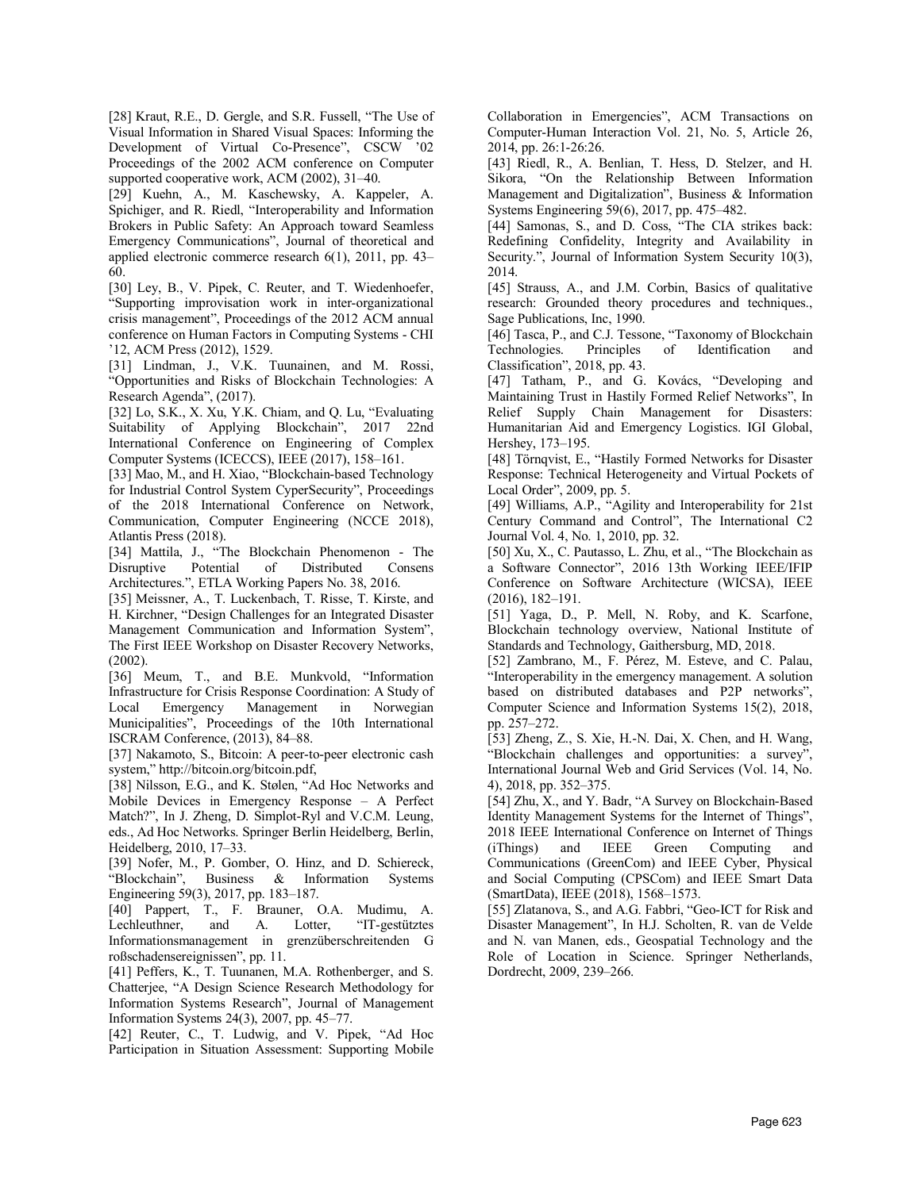[28] Kraut, R.E., D. Gergle, and S.R. Fussell, "The Use of Visual Information in Shared Visual Spaces: Informing the Development of Virtual Co-Presence", CSCW '02 Proceedings of the 2002 ACM conference on Computer supported cooperative work, ACM (2002), 31–40.

[29] Kuehn, A., M. Kaschewsky, A. Kappeler, A. Spichiger, and R. Riedl, "Interoperability and Information Brokers in Public Safety: An Approach toward Seamless Emergency Communications", Journal of theoretical and applied electronic commerce research 6(1), 2011, pp. 43–60.

[30] Ley, B., V. Pipek, C. Reuter, and T. Wiedenhoefer, "Supporting improvisation work in inter-organizational crisis management", Proceedings of the 2012 ACM annual conference on Human Factors in Computing Systems - CHI '12, ACM Press (2012), 1529.

[31] Lindman, J., V.K. Tuunainen, and M. Rossi, "Opportunities and Risks of Blockchain Technologies: A Research Agenda", (2017).

[32] Lo, S.K., X. Xu, Y.K. Chiam, and Q. Lu, "Evaluating Suitability of Applying Blockchain", 2017 22nd International Conference on Engineering of Complex Computer Systems (ICECCS), IEEE (2017), 158–161.

[33] Mao, M., and H. Xiao, "Blockchain-based Technology for Industrial Control System CyperSecurity", Proceedings of the 2018 International Conference on Network, Communication, Computer Engineering (NCCE 2018), Atlantis Press (2018).

[34] Mattila, J., "The Blockchain Phenomenon - The Disruptive Potential of Distributed Consens Architectures.", ETLA Working Papers No. 38, 2016.

[35] Meissner, A., T. Luckenbach, T. Risse, T. Kirste, and H. Kirchner, "Design Challenges for an Integrated Disaster Management Communication and Information System", The First IEEE Workshop on Disaster Recovery Networks, (2002).

[36] Meum, T., and B.E. Munkvold, "Information Infrastructure for Crisis Response Coordination: A Study of Local Emergency Management in Norwegian Municipalities", Proceedings of the 10th International ISCRAM Conference, (2013), 84–88.

[37] Nakamoto, S., Bitcoin: A peer-to-peer electronic cash system," http://bitcoin.org/bitcoin.pdf,

[38] Nilsson, E.G., and K. Stølen, "Ad Hoc Networks and Mobile Devices in Emergency Response – A Perfect Match?", In J. Zheng, D. Simplot-Ryl and V.C.M. Leung, eds., Ad Hoc Networks. Springer Berlin Heidelberg, Berlin, Heidelberg, 2010, 17–33.

[39] Nofer, M., P. Gomber, O. Hinz, and D. Schiereck, "Blockchain", Business & Information Systems Engineering 59(3), 2017, pp. 183–187.

[40] Pappert, T., F. Brauner, O.A. Mudimu, A. Lechleuthner, and A. Lotter, "IT-gestütztes Informationsmanagement in grenzüberschreitenden G roßschadensereignissen", pp. 11.

[41] Peffers, K., T. Tuunanen, M.A. Rothenberger, and S. Chatterjee, "A Design Science Research Methodology for Information Systems Research", Journal of Management Information Systems 24(3), 2007, pp. 45–77.

[42] Reuter, C., T. Ludwig, and V. Pipek, "Ad Hoc Participation in Situation Assessment: Supporting Mobile Collaboration in Emergencies", ACM Transactions on Computer-Human Interaction Vol. 21, No. 5, Article 26, 2014, pp. 26:1-26:26.

[43] Riedl, R., A. Benlian, T. Hess, D. Stelzer, and H. Sikora, "On the Relationship Between Information Management and Digitalization", Business & Information Systems Engineering 59(6), 2017, pp. 475–482.

[44] Samonas, S., and D. Coss, "The CIA strikes back: Redefining Confidelity, Integrity and Availability in Security.", Journal of Information System Security 10(3), 2014.

[45] Strauss, A., and J.M. Corbin, Basics of qualitative research: Grounded theory procedures and techniques., Sage Publications, Inc, 1990.

[46] Tasca, P., and C.J. Tessone, "Taxonomy of Blockchain Technologies. Principles of Identification and Classification", 2018, pp. 43.

[47] Tatham, P., and G. Kovács, "Developing and Maintaining Trust in Hastily Formed Relief Networks", In Relief Supply Chain Management for Disasters: Humanitarian Aid and Emergency Logistics. IGI Global, Hershey, 173–195.

[48] Törnqvist, E., "Hastily Formed Networks for Disaster Response: Technical Heterogeneity and Virtual Pockets of Local Order", 2009, pp. 5.

[49] Williams, A.P., "Agility and Interoperability for 21st Century Command and Control", The International C2 Journal Vol. 4, No. 1, 2010, pp. 32.

[50] Xu, X., C. Pautasso, L. Zhu, et al., "The Blockchain as a Software Connector", 2016 13th Working IEEE/IFIP Conference on Software Architecture (WICSA), IEEE (2016), 182–191.

[51] Yaga, D., P. Mell, N. Roby, and K. Scarfone, Blockchain technology overview, National Institute of Standards and Technology, Gaithersburg, MD, 2018.

[52] Zambrano, M., F. Pérez, M. Esteve, and C. Palau, "Interoperability in the emergency management. A solution based on distributed databases and P2P networks", Computer Science and Information Systems 15(2), 2018, pp. 257–272.

[53] Zheng, Z., S. Xie, H.-N. Dai, X. Chen, and H. Wang, "Blockchain challenges and opportunities: a survey", International Journal Web and Grid Services (Vol. 14, No. 4), 2018, pp. 352–375.

[54] Zhu, X., and Y. Badr, "A Survey on Blockchain-Based Identity Management Systems for the Internet of Things", 2018 IEEE International Conference on Internet of Things (iThings) and IEEE Green Computing and Communications (GreenCom) and IEEE Cyber, Physical and Social Computing (CPSCom) and IEEE Smart Data (SmartData), IEEE (2018), 1568–1573.

[55] Zlatanova, S., and A.G. Fabbri, "Geo-ICT for Risk and Disaster Management", In H.J. Scholten, R. van de Velde and N. van Manen, eds., Geospatial Technology and the Role of Location in Science. Springer Netherlands, Dordrecht, 2009, 239–266.